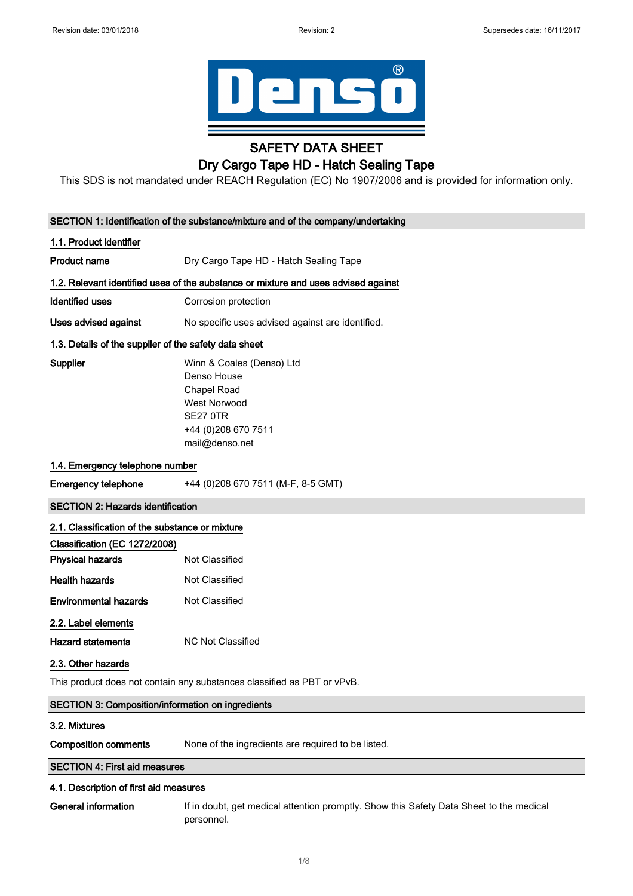# SAFETY DATA SHEET

## Dry Cargo Tape HD - Hatch Sealing Tape

This SDS is not mandated under REACH Regulation (EC) No 1907/2006 and is provided for information only.

## SECTION 1: Identification of the substance/mixture and of the company/undertaking

### 1.1. Product identifier

**Product name** Dry Cargo Tape HD - Hatch Sealing Tape

### 1.2. Relevant identified uses of the substance or mixture and uses advised against

**Identified uses** Corrosion protection

**Uses advised against** No specific uses advised against are identified.

### 1.3. Details of the supplier of the safety data sheet

**Supplier**

Winn & Coales (Denso) Ltd
Denso House
Chapel Road
West Norwood
SE27 0TR
+44 (0)208 670 7511
mail@denso.net

### 1.4. Emergency telephone number

**Emergency telephone** +44 (0)208 670 7511 (M-F, 8-5 GMT)

## SECTION 2: Hazards identification

### 2.1. Classification of the substance or mixture

**Classification (EC 1272/2008)**

**Physical hazards** Not Classified

**Health hazards** Not Classified

**Environmental hazards** Not Classified

### 2.2. Label elements

**Hazard statements** NC Not Classified

### 2.3. Other hazards

This product does not contain any substances classified as PBT or vPvB.

## SECTION 3: Composition/information on ingredients

### 3.2. Mixtures

**Composition comments** None of the ingredients are required to be listed.

## SECTION 4: First aid measures

### 4.1. Description of first aid measures

**General information** If in doubt, get medical attention promptly. Show this Safety Data Sheet to the medical personnel.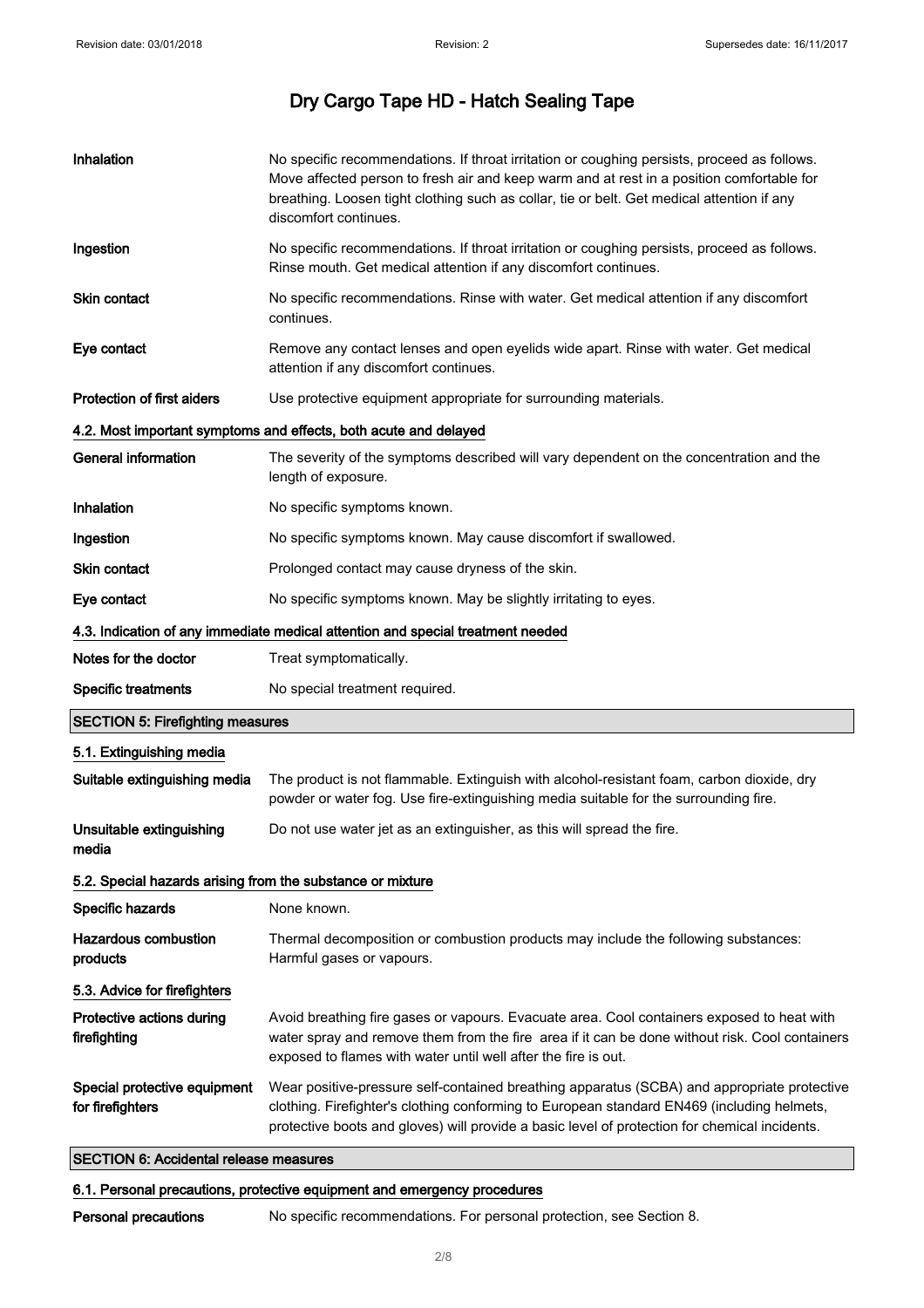| | |
|---|---|
| **Inhalation** | No specific recommendations. If throat irritation or coughing persists, proceed as follows. Move affected person to fresh air and keep warm and at rest in a position comfortable for breathing. Loosen tight clothing such as collar, tie or belt. Get medical attention if any discomfort continues. |
| **Ingestion** | No specific recommendations. If throat irritation or coughing persists, proceed as follows. Rinse mouth. Get medical attention if any discomfort continues. |
| **Skin contact** | No specific recommendations. Rinse with water. Get medical attention if any discomfort continues. |
| **Eye contact** | Remove any contact lenses and open eyelids wide apart. Rinse with water. Get medical attention if any discomfort continues. |
| **Protection of first aiders** | Use protective equipment appropriate for surrounding materials. |

### 4.2. Most important symptoms and effects, both acute and delayed

| | |
|---|---|
| **General information** | The severity of the symptoms described will vary dependent on the concentration and the length of exposure. |
| **Inhalation** | No specific symptoms known. |
| **Ingestion** | No specific symptoms known. May cause discomfort if swallowed. |
| **Skin contact** | Prolonged contact may cause dryness of the skin. |
| **Eye contact** | No specific symptoms known. May be slightly irritating to eyes. |

### 4.3. Indication of any immediate medical attention and special treatment needed

| | |
|---|---|
| **Notes for the doctor** | Treat symptomatically. |
| **Specific treatments** | No special treatment required. |

## SECTION 5: Firefighting measures

### 5.1. Extinguishing media

| | |
|---|---|
| **Suitable extinguishing media** | The product is not flammable. Extinguish with alcohol-resistant foam, carbon dioxide, dry powder or water fog. Use fire-extinguishing media suitable for the surrounding fire. |
| **Unsuitable extinguishing media** | Do not use water jet as an extinguisher, as this will spread the fire. |

### 5.2. Special hazards arising from the substance or mixture

| | |
|---|---|
| **Specific hazards** | None known. |
| **Hazardous combustion products** | Thermal decomposition or combustion products may include the following substances: Harmful gases or vapours. |

### 5.3. Advice for firefighters

| | |
|---|---|
| **Protective actions during firefighting** | Avoid breathing fire gases or vapours. Evacuate area. Cool containers exposed to heat with water spray and remove them from the fire area if it can be done without risk. Cool containers exposed to flames with water until well after the fire is out. |
| **Special protective equipment for firefighters** | Wear positive-pressure self-contained breathing apparatus (SCBA) and appropriate protective clothing. Firefighter's clothing conforming to European standard EN469 (including helmets, protective boots and gloves) will provide a basic level of protection for chemical incidents. |

## SECTION 6: Accidental release measures

### 6.1. Personal precautions, protective equipment and emergency procedures

| | |
|---|---|
| **Personal precautions** | No specific recommendations. For personal protection, see Section 8. |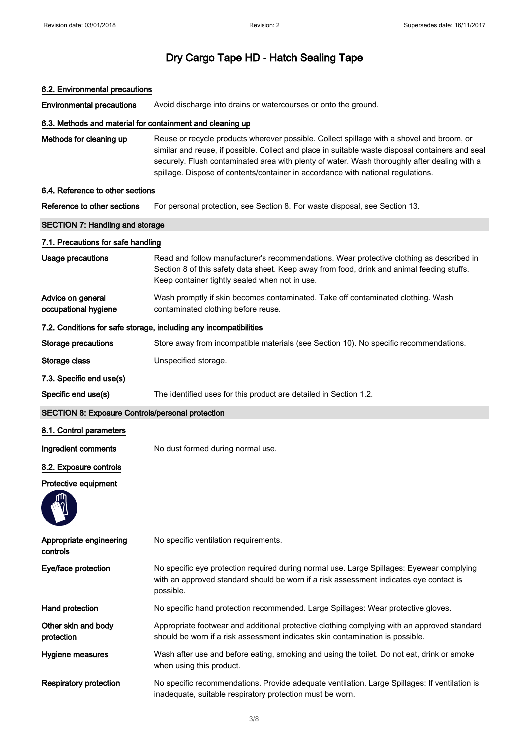# Dry Cargo Tape HD - Hatch Sealing Tape

### 6.2. Environmental precautions

**Environmental precautions** Avoid discharge into drains or watercourses or onto the ground.

### 6.3. Methods and material for containment and cleaning up

**Methods for cleaning up** Reuse or recycle products wherever possible. Collect spillage with a shovel and broom, or similar and reuse, if possible. Collect and place in suitable waste disposal containers and seal securely. Flush contaminated area with plenty of water. Wash thoroughly after dealing with a spillage. Dispose of contents/container in accordance with national regulations.

### 6.4. Reference to other sections

**Reference to other sections** For personal protection, see Section 8. For waste disposal, see Section 13.

## SECTION 7: Handling and storage

### 7.1. Precautions for safe handling

**Usage precautions** Read and follow manufacturer's recommendations. Wear protective clothing as described in Section 8 of this safety data sheet. Keep away from food, drink and animal feeding stuffs. Keep container tightly sealed when not in use.

**Advice on general occupational hygiene** Wash promptly if skin becomes contaminated. Take off contaminated clothing. Wash contaminated clothing before reuse.

### 7.2. Conditions for safe storage, including any incompatibilities

**Storage precautions** Store away from incompatible materials (see Section 10). No specific recommendations.

**Storage class** Unspecified storage.

### 7.3. Specific end use(s)

**Specific end use(s)** The identified uses for this product are detailed in Section 1.2.

## SECTION 8: Exposure Controls/personal protection

### 8.1. Control parameters

**Ingredient comments** No dust formed during normal use.

### 8.2. Exposure controls

**Protective equipment**

**Appropriate engineering controls** No specific ventilation requirements.

**Eye/face protection** No specific eye protection required during normal use. Large Spillages: Eyewear complying with an approved standard should be worn if a risk assessment indicates eye contact is possible.

**Hand protection** No specific hand protection recommended. Large Spillages: Wear protective gloves.

**Other skin and body protection** Appropriate footwear and additional protective clothing complying with an approved standard should be worn if a risk assessment indicates skin contamination is possible.

**Hygiene measures** Wash after use and before eating, smoking and using the toilet. Do not eat, drink or smoke when using this product.

**Respiratory protection** No specific recommendations. Provide adequate ventilation. Large Spillages: If ventilation is inadequate, suitable respiratory protection must be worn.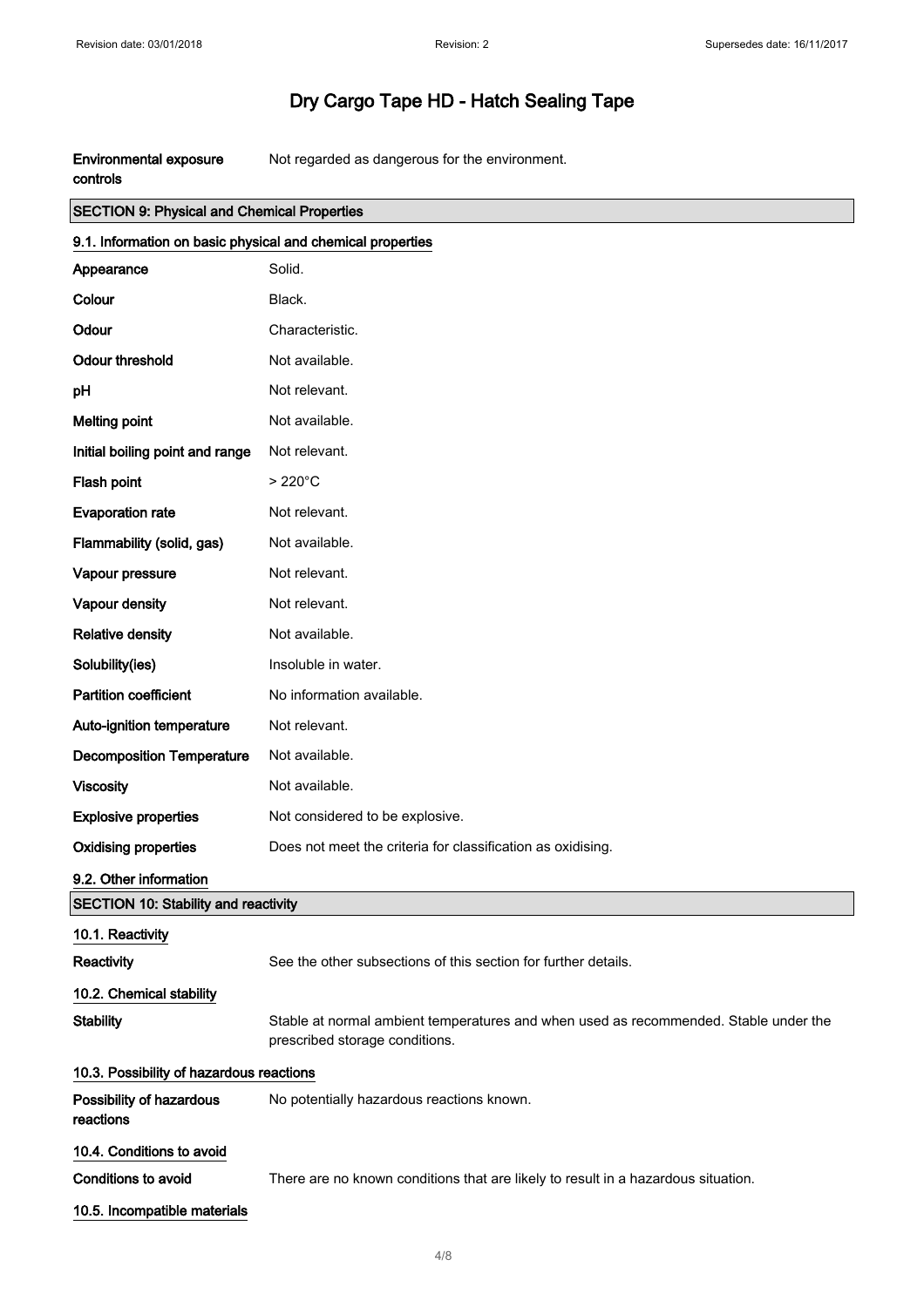| | |
|---|---|
| **Environmental exposure controls** | Not regarded as dangerous for the environment. |

## SECTION 9: Physical and Chemical Properties

### 9.1. Information on basic physical and chemical properties

| | |
|---|---|
| **Appearance** | Solid. |
| **Colour** | Black. |
| **Odour** | Characteristic. |
| **Odour threshold** | Not available. |
| **pH** | Not relevant. |
| **Melting point** | Not available. |
| **Initial boiling point and range** | Not relevant. |
| **Flash point** | > 220°C |
| **Evaporation rate** | Not relevant. |
| **Flammability (solid, gas)** | Not available. |
| **Vapour pressure** | Not relevant. |
| **Vapour density** | Not relevant. |
| **Relative density** | Not available. |
| **Solubility(ies)** | Insoluble in water. |
| **Partition coefficient** | No information available. |
| **Auto-ignition temperature** | Not relevant. |
| **Decomposition Temperature** | Not available. |
| **Viscosity** | Not available. |
| **Explosive properties** | Not considered to be explosive. |
| **Oxidising properties** | Does not meet the criteria for classification as oxidising. |

### 9.2. Other information

## SECTION 10: Stability and reactivity

### 10.1. Reactivity

| | |
|---|---|
| **Reactivity** | See the other subsections of this section for further details. |

### 10.2. Chemical stability

| | |
|---|---|
| **Stability** | Stable at normal ambient temperatures and when used as recommended. Stable under the prescribed storage conditions. |

### 10.3. Possibility of hazardous reactions

| | |
|---|---|
| **Possibility of hazardous reactions** | No potentially hazardous reactions known. |

### 10.4. Conditions to avoid

| | |
|---|---|
| **Conditions to avoid** | There are no known conditions that are likely to result in a hazardous situation. |

### 10.5. Incompatible materials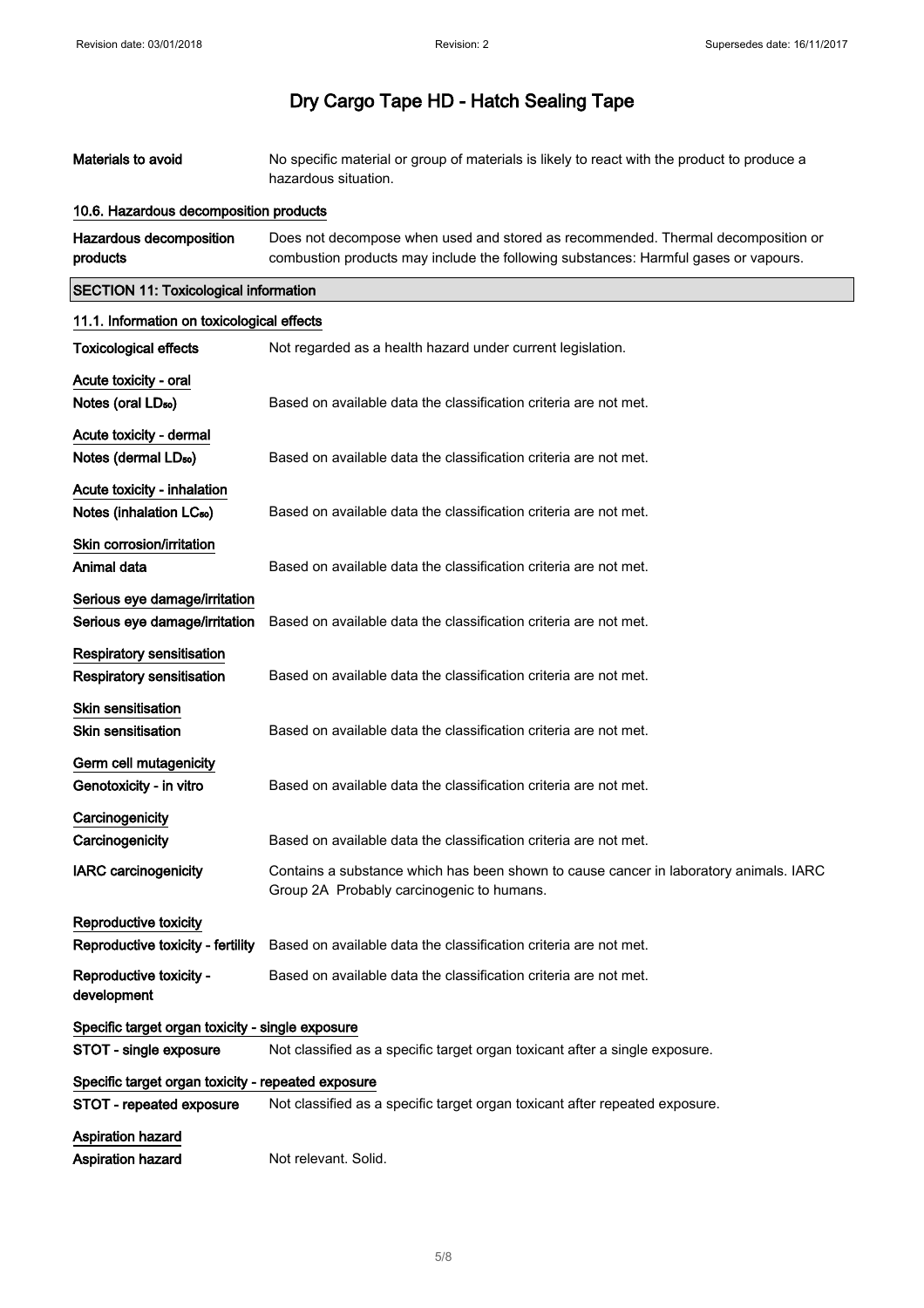| | |
|---|---|
| **Materials to avoid** | No specific material or group of materials is likely to react with the product to produce a hazardous situation. |

### 10.6. Hazardous decomposition products

| | |
|---|---|
| **Hazardous decomposition products** | Does not decompose when used and stored as recommended. Thermal decomposition or combustion products may include the following substances: Harmful gases or vapours. |

## SECTION 11: Toxicological information

### 11.1. Information on toxicological effects

| | |
|---|---|
| **Toxicological effects** | Not regarded as a health hazard under current legislation. |

**Acute toxicity - oral**

| | |
|---|---|
| **Notes (oral $LD_{50}$)** | Based on available data the classification criteria are not met. |

**Acute toxicity - dermal**

| | |
|---|---|
| **Notes (dermal $LD_{50}$)** | Based on available data the classification criteria are not met. |

**Acute toxicity - inhalation**

| | |
|---|---|
| **Notes (inhalation $LC_{50}$)** | Based on available data the classification criteria are not met. |

**Skin corrosion/irritation**

| | |
|---|---|
| **Animal data** | Based on available data the classification criteria are not met. |

**Serious eye damage/irritation**

| | |
|---|---|
| **Serious eye damage/irritation** | Based on available data the classification criteria are not met. |

**Respiratory sensitisation**

| | |
|---|---|
| **Respiratory sensitisation** | Based on available data the classification criteria are not met. |

**Skin sensitisation**

| | |
|---|---|
| **Skin sensitisation** | Based on available data the classification criteria are not met. |

**Germ cell mutagenicity**

| | |
|---|---|
| **Genotoxicity - in vitro** | Based on available data the classification criteria are not met. |

**Carcinogenicity**

| | |
|---|---|
| **Carcinogenicity** | Based on available data the classification criteria are not met. |
| **IARC carcinogenicity** | Contains a substance which has been shown to cause cancer in laboratory animals. IARC Group 2A Probably carcinogenic to humans. |

**Reproductive toxicity**

| | |
|---|---|
| **Reproductive toxicity - fertility** | Based on available data the classification criteria are not met. |
| **Reproductive toxicity - development** | Based on available data the classification criteria are not met. |

**Specific target organ toxicity - single exposure**

| | |
|---|---|
| **STOT - single exposure** | Not classified as a specific target organ toxicant after a single exposure. |

**Specific target organ toxicity - repeated exposure**

| | |
|---|---|
| **STOT - repeated exposure** | Not classified as a specific target organ toxicant after repeated exposure. |

**Aspiration hazard**

| | |
|---|---|
| **Aspiration hazard** | Not relevant. Solid. |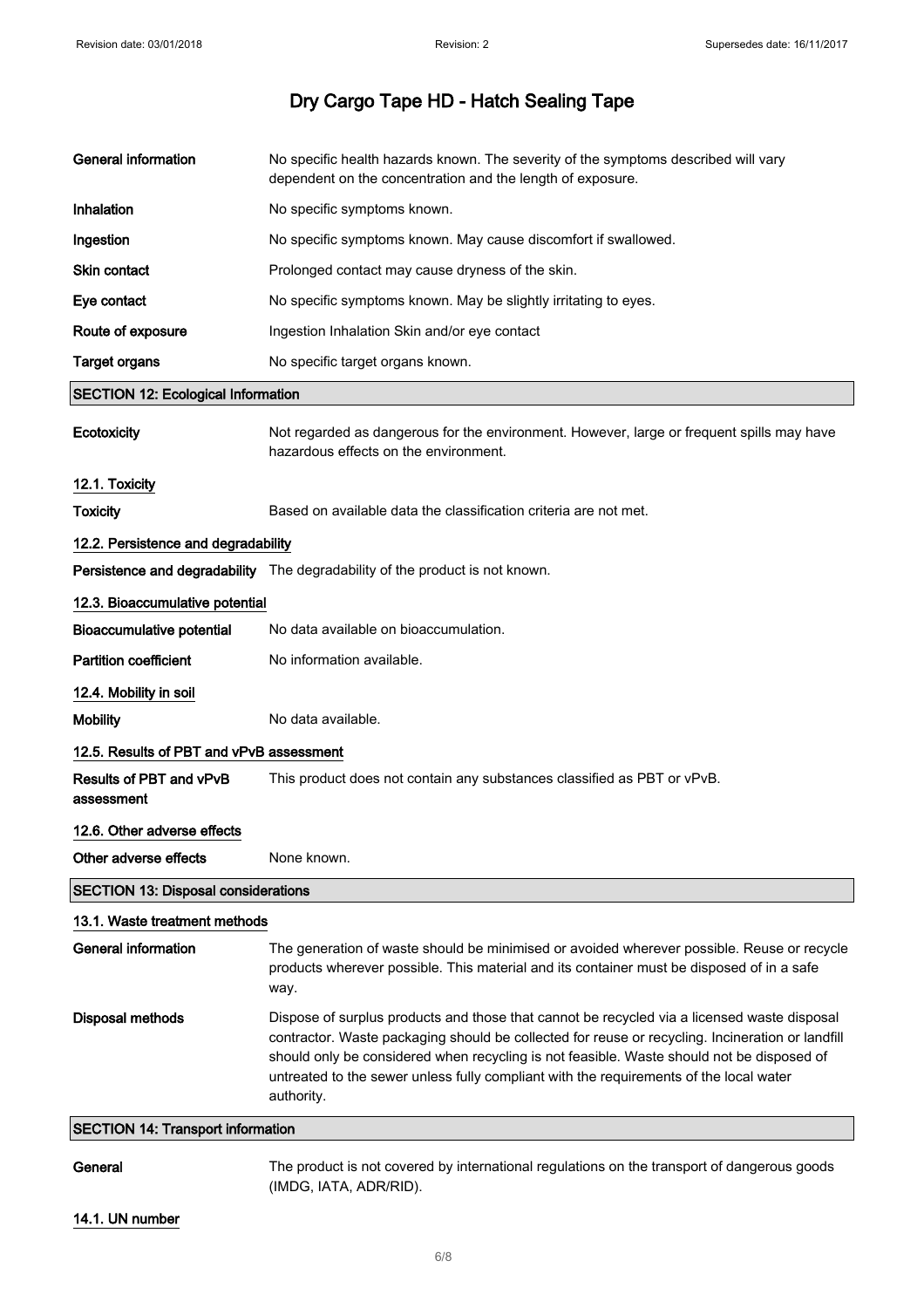# Dry Cargo Tape HD - Hatch Sealing Tape

| | |
|---|---|
| **General information** | No specific health hazards known. The severity of the symptoms described will vary dependent on the concentration and the length of exposure. |
| **Inhalation** | No specific symptoms known. |
| **Ingestion** | No specific symptoms known. May cause discomfort if swallowed. |
| **Skin contact** | Prolonged contact may cause dryness of the skin. |
| **Eye contact** | No specific symptoms known. May be slightly irritating to eyes. |
| **Route of exposure** | Ingestion Inhalation Skin and/or eye contact |
| **Target organs** | No specific target organs known. |

## SECTION 12: Ecological Information

**Ecotoxicity** Not regarded as dangerous for the environment. However, large or frequent spills may have hazardous effects on the environment.

### 12.1. Toxicity

**Toxicity** Based on available data the classification criteria are not met.

### 12.2. Persistence and degradability

**Persistence and degradability** The degradability of the product is not known.

### 12.3. Bioaccumulative potential

**Bioaccumulative potential** No data available on bioaccumulation.

**Partition coefficient** No information available.

### 12.4. Mobility in soil

**Mobility** No data available.

### 12.5. Results of PBT and vPvB assessment

**Results of PBT and vPvB assessment** This product does not contain any substances classified as PBT or vPvB.

### 12.6. Other adverse effects

**Other adverse effects** None known.

## SECTION 13: Disposal considerations

### 13.1. Waste treatment methods

**General information** The generation of waste should be minimised or avoided wherever possible. Reuse or recycle products wherever possible. This material and its container must be disposed of in a safe way.

**Disposal methods** Dispose of surplus products and those that cannot be recycled via a licensed waste disposal contractor. Waste packaging should be collected for reuse or recycling. Incineration or landfill should only be considered when recycling is not feasible. Waste should not be disposed of untreated to the sewer unless fully compliant with the requirements of the local water authority.

## SECTION 14: Transport information

**General** The product is not covered by international regulations on the transport of dangerous goods (IMDG, IATA, ADR/RID).

### 14.1. UN number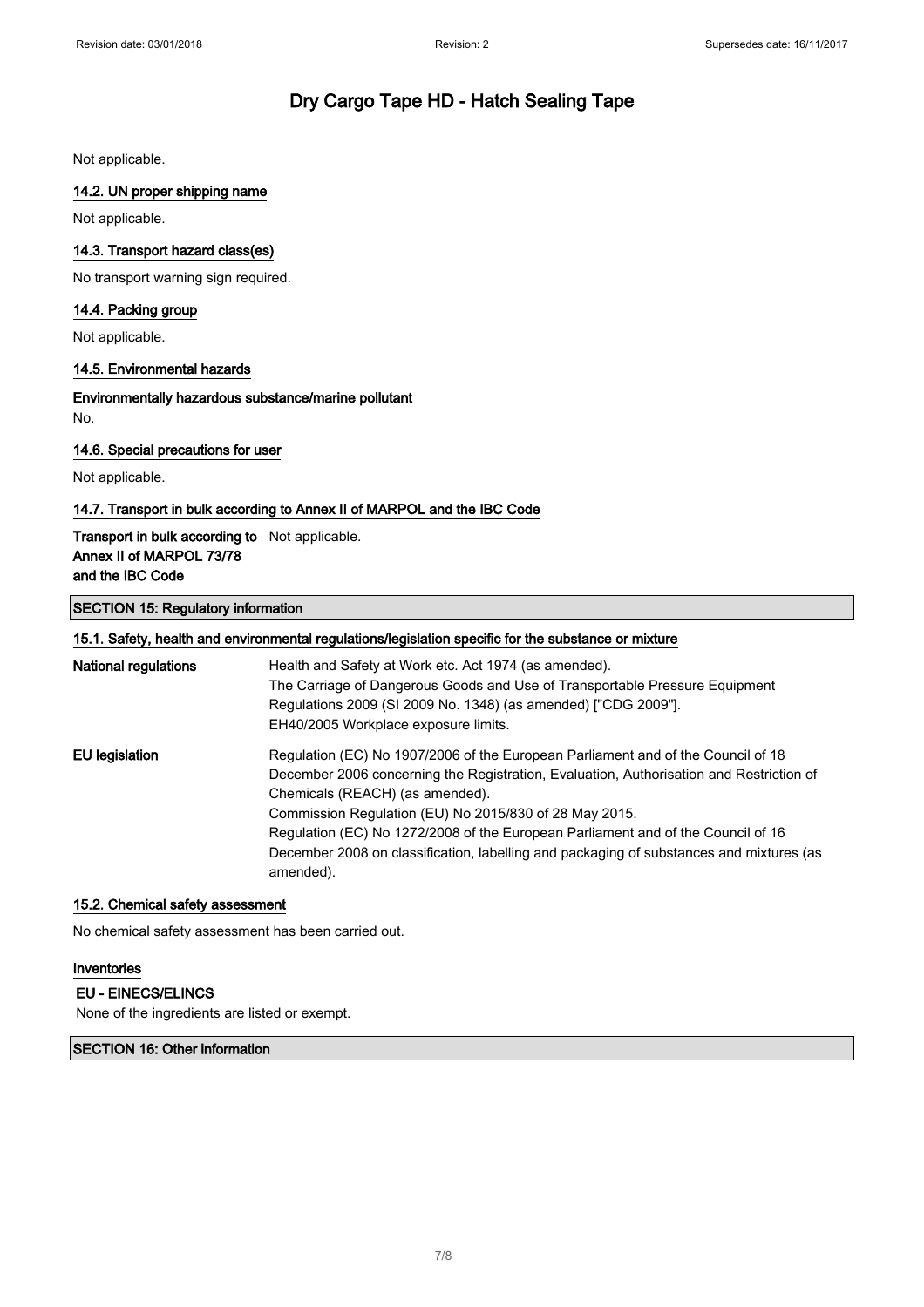Not applicable.

### 14.2. UN proper shipping name

Not applicable.

### 14.3. Transport hazard class(es)

No transport warning sign required.

### 14.4. Packing group

Not applicable.

### 14.5. Environmental hazards

**Environmentally hazardous substance/marine pollutant**

No.

### 14.6. Special precautions for user

Not applicable.

### 14.7. Transport in bulk according to Annex II of MARPOL and the IBC Code

| | |
|---|---|
| **Transport in bulk according to Annex II of MARPOL 73/78 and the IBC Code** | Not applicable. |

## SECTION 15: Regulatory information

### 15.1. Safety, health and environmental regulations/legislation specific for the substance or mixture

| | |
|---|---|
| **National regulations** | Health and Safety at Work etc. Act 1974 (as amended).<br>The Carriage of Dangerous Goods and Use of Transportable Pressure Equipment Regulations 2009 (SI 2009 No. 1348) (as amended) ["CDG 2009"].<br>EH40/2005 Workplace exposure limits. |
| **EU legislation** | Regulation (EC) No 1907/2006 of the European Parliament and of the Council of 18 December 2006 concerning the Registration, Evaluation, Authorisation and Restriction of Chemicals (REACH) (as amended).<br>Commission Regulation (EU) No 2015/830 of 28 May 2015.<br>Regulation (EC) No 1272/2008 of the European Parliament and of the Council of 16 December 2008 on classification, labelling and packaging of substances and mixtures (as amended). |

### 15.2. Chemical safety assessment

No chemical safety assessment has been carried out.

### Inventories

**EU - EINECS/ELINCS**

None of the ingredients are listed or exempt.

## SECTION 16: Other information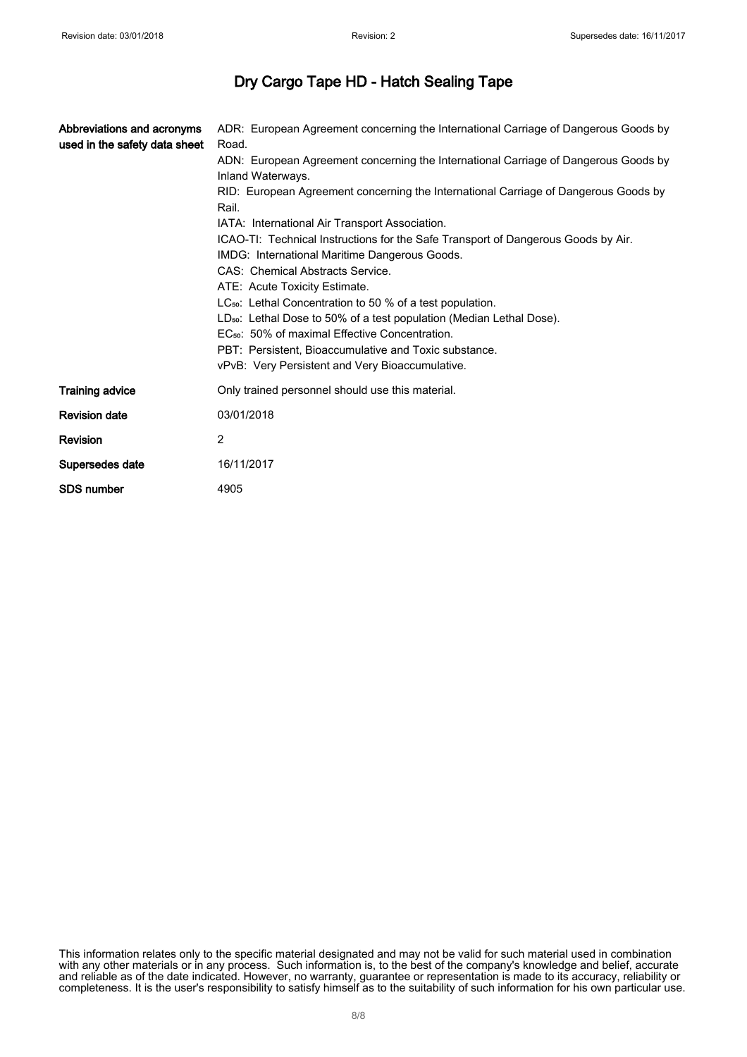# Dry Cargo Tape HD - Hatch Sealing Tape

| | |
|---|---|
| **Abbreviations and acronyms used in the safety data sheet** | ADR: European Agreement concerning the International Carriage of Dangerous Goods by Road.<br>ADN: European Agreement concerning the International Carriage of Dangerous Goods by Inland Waterways.<br>RID: European Agreement concerning the International Carriage of Dangerous Goods by Rail.<br>IATA: International Air Transport Association.<br>ICAO-TI: Technical Instructions for the Safe Transport of Dangerous Goods by Air.<br>IMDG: International Maritime Dangerous Goods.<br>CAS: Chemical Abstracts Service.<br>ATE: Acute Toxicity Estimate.<br>$LC_{50}$: Lethal Concentration to 50 % of a test population.<br>$LD_{50}$: Lethal Dose to 50% of a test population (Median Lethal Dose).<br>$EC_{50}$: 50% of maximal Effective Concentration.<br>PBT: Persistent, Bioaccumulative and Toxic substance.<br>vPvB: Very Persistent and Very Bioaccumulative. |
| **Training advice** | Only trained personnel should use this material. |
| **Revision date** | 03/01/2018 |
| **Revision** | 2 |
| **Supersedes date** | 16/11/2017 |
| **SDS number** | 4905 |

This information relates only to the specific material designated and may not be valid for such material used in combination with any other materials or in any process. Such information is, to the best of the company's knowledge and belief, accurate and reliable as of the date indicated. However, no warranty, guarantee or representation is made to its accuracy, reliability or completeness. It is the user's responsibility to satisfy himself as to the suitability of such information for his own particular use.